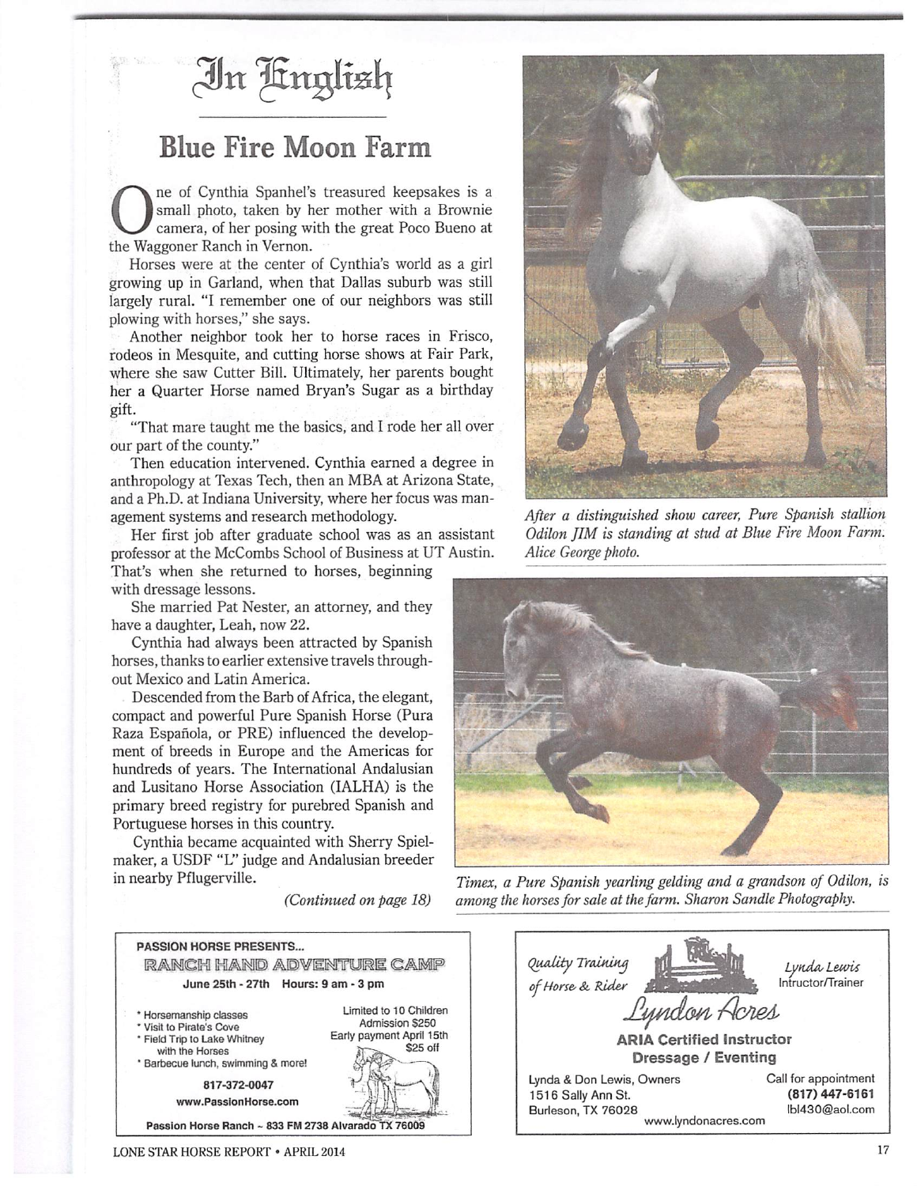# In English

## Blue Fire Moon Farm

One of Cynthia Spanhel's treasured keepsakes is a small photo, taken by her mother with a Brownie camera, of her posing with the great Poco Bueno at the Waggoner Ranch in Vernon.

Horses were at the center of Cynthia's world as a girl growing up in Garland, when that Dallas suburb was still largely rural. "I remember one of our neighbors was still plowing with horses," she says.

Another neighbor took her to horse races in Frisco, rodeos in Mesquite, and cutting horse shows at Fair Park, where she saw Cutter Bill. Ultimately, her parents bought her a Quarter Horse named Bryan's Sugar as a birthday gift.

"That mare taught me the basics, and I rode her all over our part of the county."

Then education intervened. Cynthia earned a degree in anthropology at Texas Tech, then an MBA at Arizona State, and a Ph.D. at Indiana University, where her focus was management systems and research methodology.

Her first job after graduate school was as an assistant professor at the McCombs School of Business at UT Austin. That's when she returned to horses, beginning with dressage lessons.

She married Pat Nester, an attorney, and they have a daughter, Leah, now 22.

Cynthia had always been attracted by Spanish horses, thanks to earlier extensive travels throughout Mexico and Latin America.

Descended from the Barb of Africa, the elegant, compact and powerful Pure Spanish Horse (Pura Raza Española, or PRE) influenced the development of breeds in Europe and the Americas for hundreds of years. The International Andalusian and Lusitano Horse Association (IALHA) is the primary breed registry for purebred Spanish and Portuguese horses in this country.

Cynthia became acquainted with Sherry Spielmaker, a USDF "L" judge and Andalusian breeder in nearby Pflugerville.

*(Continued on page 18)*

*After a distinguished show career, Pure Spanish stallion Odilon JIM is standing at stud at Blue Fire Moon Farm. Alice George photo.*

*Timex, a Pure Spanish yearling gelding and a grandson of Odilon, is among the horses for sale at the farm. Sharon Sandle Photography.*

---

**PASSION HORSE PRESENTS...**

**RANCH HAND ADVENTURE CAMP**

**June 25th - 27th Hours: 9 am - 3 pm**

- Horsemanship classes
- Visit to Pirate's Cove
- Field Trip to Lake Whitney with the Horses
- Barbecue lunch, swimming & more!

Limited to 10 Children
Admission $250
Early payment April 15th
$25 off

**817-372-0047**
**www.PassionHorse.com**

**Passion Horse Ranch ~ 833 FM 2738 Alvarado TX 76009**

---

*Quality Training of Horse & Rider*

*Lynda Lewis* Intructor/Trainer

*Lyndon Acres*

**ARIA Certified Instructor**
**Dressage / Eventing**

Lynda & Don Lewis, Owners
1516 Sally Ann St.
Burleson, TX 76028

Call for appointment
**(817) 447-6161**
lbl430@aol.com

www.lyndonacres.com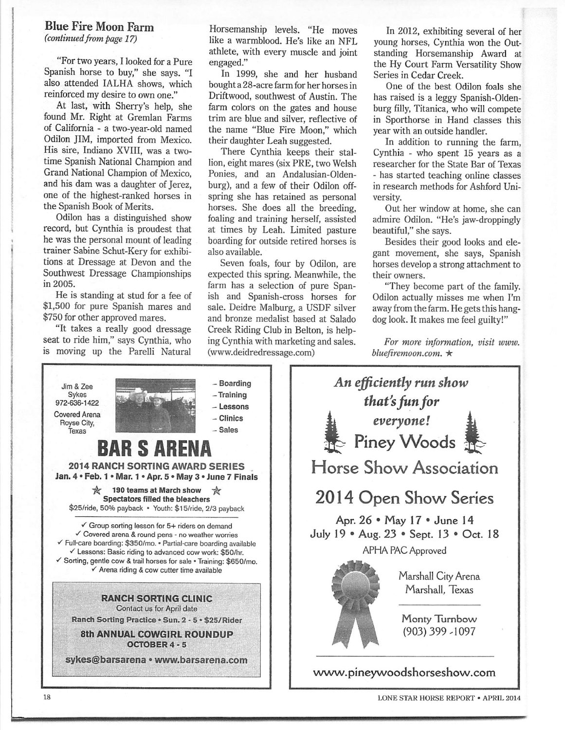## Blue Fire Moon Farm

*(continued from page 17)*

"For two years, I looked for a Pure Spanish horse to buy," she says. "I also attended IALHA shows, which reinforced my desire to own one."

At last, with Sherry's help, she found Mr. Right at Gremlan Farms of California - a two-year-old named Odilon JIM, imported from Mexico. His sire, Indiano XVIII, was a two-time Spanish National Champion and Grand National Champion of Mexico, and his dam was a daughter of Jerez, one of the highest-ranked horses in the Spanish Book of Merits.

Odilon has a distinguished show record, but Cynthia is proudest that he was the personal mount of leading trainer Sabine Schut-Kery for exhibitions at Dressage at Devon and the Southwest Dressage Championships in 2005.

He is standing at stud for a fee of $1,500 for pure Spanish mares and $750 for other approved mares.

"It takes a really good dressage seat to ride him," says Cynthia, who is moving up the Parelli Natural Horsemanship levels. "He moves like a warmblood. He's like an NFL athlete, with every muscle and joint engaged."

In 1999, she and her husband bought a 28-acre farm for her horses in Driftwood, southwest of Austin. The farm colors on the gates and house trim are blue and silver, reflective of the name "Blue Fire Moon," which their daughter Leah suggested.

There Cynthia keeps their stallion, eight mares (six PRE, two Welsh Ponies, and an Andalusian-Oldenburg), and a few of their Odilon offspring she has retained as personal horses. She does all the breeding, foaling and training herself, assisted at times by Leah. Limited pasture boarding for outside retired horses is also available.

Seven foals, four by Odilon, are expected this spring. Meanwhile, the farm has a selection of pure Spanish and Spanish-cross horses for sale. Deidre Malburg, a USDF silver and bronze medalist based at Salado Creek Riding Club in Belton, is helping Cynthia with marketing and sales. (www.deidredressage.com)

In 2012, exhibiting several of her young horses, Cynthia won the Outstanding Horsemanship Award at the Hy Court Farm Versatility Show Series in Cedar Creek.

One of the best Odilon foals she has raised is a leggy Spanish-Oldenburg filly, Titanica, who will compete in Sporthorse in Hand classes this year with an outside handler.

In addition to running the farm, Cynthia - who spent 15 years as a researcher for the State Bar of Texas - has started teaching online classes in research methods for Ashford University.

Out her window at home, she can admire Odilon. "He's jaw-droppingly beautiful," she says.

Besides their good looks and elegant movement, she says, Spanish horses develop a strong attachment to their owners.

"They become part of the family. Odilon actually misses me when I'm away from the farm. He gets this hangdog look. It makes me feel guilty!"

*For more information, visit www.bluefiremoon.com.* ★

---

Jim & Zee Sykes
972-636-1422
Covered Arena
Royse City, Texas

- Boarding
- Training
- Lessons
- Clinics
- Sales

# BAR S ARENA

**2014 RANCH SORTING AWARD SERIES**
**Jan. 4 • Feb. 1 • Mar. 1 • Apr. 5 • May 3 • June 7 Finals**

★ **190 teams at March show** ★
**Spectators filled the bleachers**

$25/ride, 50% payback • Youth: $15/ride, 2/3 payback

- ✓ Group sorting lesson for 5+ riders on demand
- ✓ Covered arena & round pens - no weather worries
- ✓ Full-care boarding: $350/mo. • Partial-care boarding available
- ✓ Lessons: Basic riding to advanced cow work: $50/hr.
- ✓ Sorting, gentle cow & trail horses for sale • Training: $650/mo.
- ✓ Arena riding & cow cutter time available

**RANCH SORTING CLINIC**
Contact us for April date
**Ranch Sorting Practice • Sun. 2 - 5 • $25/Rider**

**8th ANNUAL COWGIRL ROUNDUP**
**OCTOBER 4 - 5**

**sykes@barsarena • www.barsarena.com**

---

***An efficiently run show that's fun for everyone!***

# Piney Woods Horse Show Association

## 2014 Open Show Series

Apr. 26 • May 17 • June 14
July 19 • Aug. 23 • Sept. 13 • Oct. 18

APHA PAC Approved

Marshall City Arena
Marshall, Texas

Monty Turnbow
(903) 399 -1097

www.pineywoodshorseshow.com